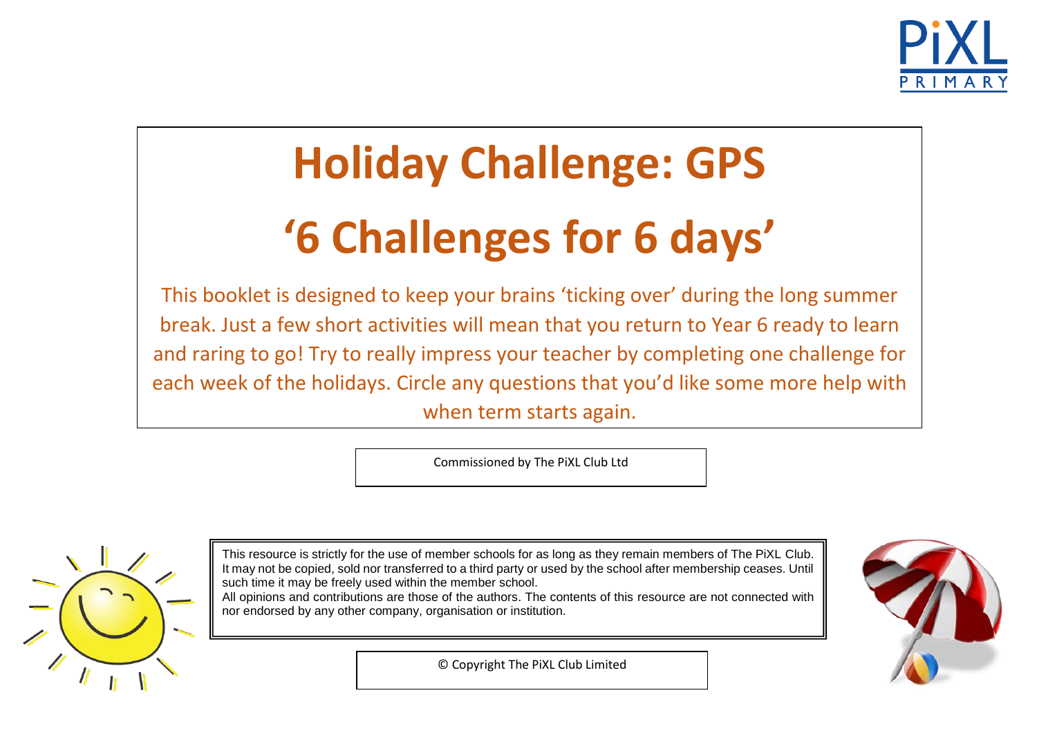PiXL PRIMARY

# Holiday Challenge: GPS

# '6 Challenges for 6 days'

This booklet is designed to keep your brains 'ticking over' during the long summer break. Just a few short activities will mean that you return to Year 6 ready to learn and raring to go! Try to really impress your teacher by completing one challenge for each week of the holidays. Circle any questions that you'd like some more help with when term starts again.

Commissioned by The PiXL Club Ltd

This resource is strictly for the use of member schools for as long as they remain members of The PiXL Club. It may not be copied, sold nor transferred to a third party or used by the school after membership ceases. Until such time it may be freely used within the member school.
All opinions and contributions are those of the authors. The contents of this resource are not connected with nor endorsed by any other company, organisation or institution.

© Copyright The PiXL Club Limited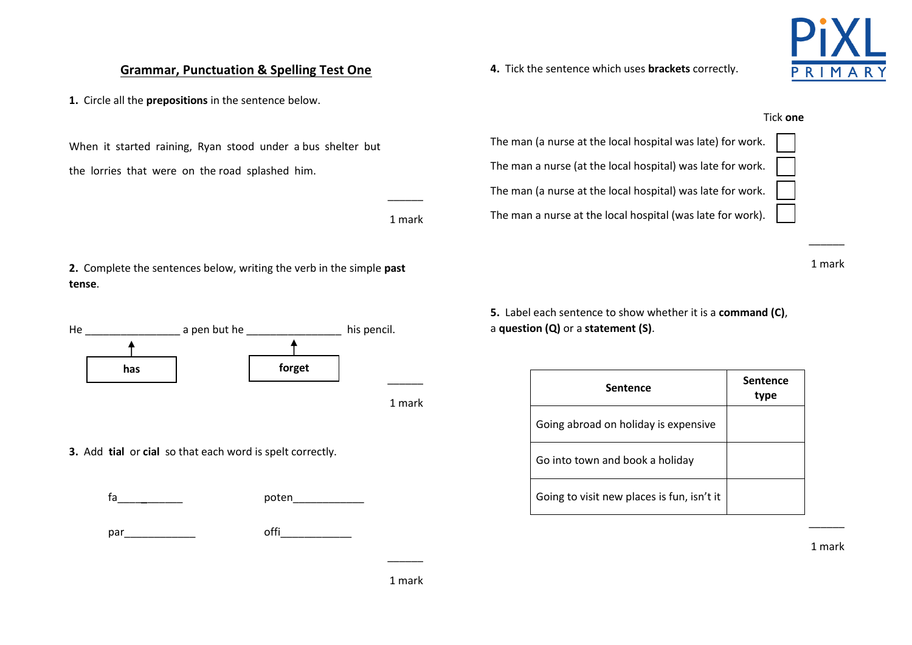## Grammar, Punctuation & Spelling Test One

**1.** Circle all the **prepositions** in the sentence below.

When it started raining, Ryan stood under a bus shelter but the lorries that were on the road splashed him.

______

1 mark

**2.** Complete the sentences below, writing the verb in the simple **past tense**.

He ________________ a pen but he ________________ his pencil.

**has** &nbsp;&nbsp;&nbsp;&nbsp;&nbsp;&nbsp;&nbsp;&nbsp; **forget**

______

1 mark

**3.** Add **tial** or **cial** so that each word is spelt correctly.

fa____________ &nbsp;&nbsp;&nbsp;&nbsp;&nbsp;&nbsp;&nbsp;&nbsp; poten____________

par____________ &nbsp;&nbsp;&nbsp;&nbsp;&nbsp;&nbsp;&nbsp;&nbsp; offi____________

______

1 mark

**4.** Tick the sentence which uses **brackets** correctly.

Tick **one**

- The man (a nurse at the local hospital was late) for work. ☐
- The man a nurse (at the local hospital) was late for work. ☐
- The man (a nurse at the local hospital) was late for work. ☐
- The man a nurse at the local hospital (was late for work). ☐

______

1 mark

**5.** Label each sentence to show whether it is a **command (C)**, a **question (Q)** or a **statement (S)**.

| Sentence | Sentence type |
|---|---|
| Going abroad on holiday is expensive | |
| Go into town and book a holiday | |
| Going to visit new places is fun, isn't it | |

______

1 mark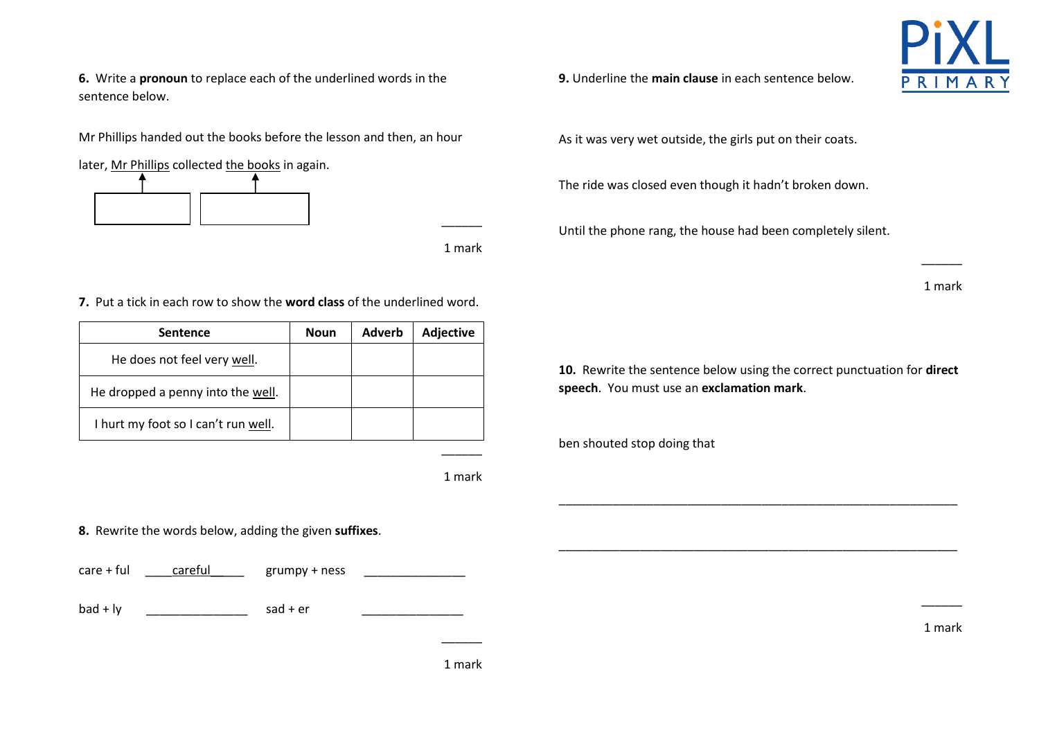**6.** Write a **pronoun** to replace each of the underlined words in the sentence below.

Mr Phillips handed out the books before the lesson and then, an hour later, <u>Mr Phillips</u> collected <u>the books</u> in again.

______

1 mark

**7.** Put a tick in each row to show the **word class** of the underlined word.

| Sentence | Noun | Adverb | Adjective |
|---|---|---|---|
| He does not feel very <u>well</u>. | | | |
| He dropped a penny into the <u>well</u>. | | | |
| I hurt my foot so I can't run <u>well</u>. | | | |

______

1 mark

**8.** Rewrite the words below, adding the given **suffixes**.

care + ful ____careful_____ grumpy + ness _______________

bad + ly _______________ sad + er _______________

______

1 mark

**9.** Underline the **main clause** in each sentence below.

As it was very wet outside, the girls put on their coats.

The ride was closed even though it hadn't broken down.

Until the phone rang, the house had been completely silent.

______

1 mark

**10.** Rewrite the sentence below using the correct punctuation for **direct speech**. You must use an **exclamation mark**.

ben shouted stop doing that

_______________________________________________________________

_______________________________________________________________

______

1 mark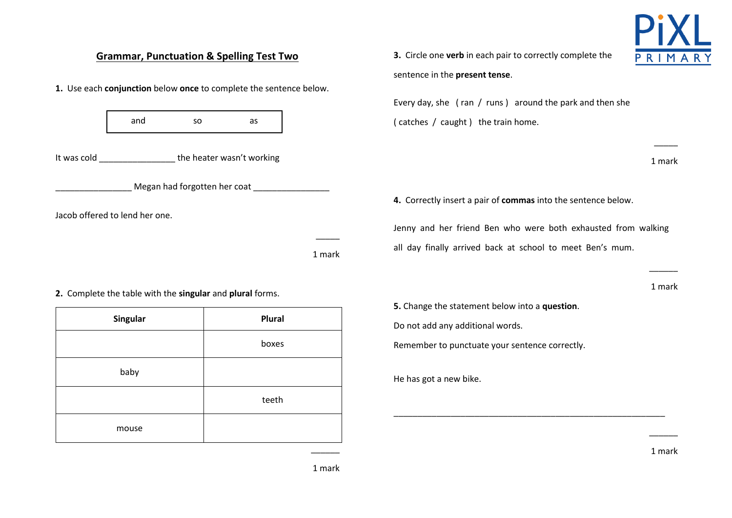## Grammar, Punctuation & Spelling Test Two

**1.** Use each **conjunction** below **once** to complete the sentence below.

| and | so | as |
|---|---|---|

It was cold ________________ the heater wasn't working

________________ Megan had forgotten her coat ________________

Jacob offered to lend her one.

1 mark

**2.** Complete the table with the **singular** and **plural** forms.

| Singular | Plural |
|---|---|
| | boxes |
| baby | |
| | teeth |
| mouse | |

1 mark

**3.** Circle one **verb** in each pair to correctly complete the sentence in the **present tense**.

Every day, she ( ran / runs ) around the park and then she ( catches / caught ) the train home.

1 mark

**4.** Correctly insert a pair of **commas** into the sentence below.

Jenny and her friend Ben who were both exhausted from walking all day finally arrived back at school to meet Ben's mum.

1 mark

**5.** Change the statement below into a **question**.

Do not add any additional words.

Remember to punctuate your sentence correctly.

He has got a new bike.

____________________________________________________________

1 mark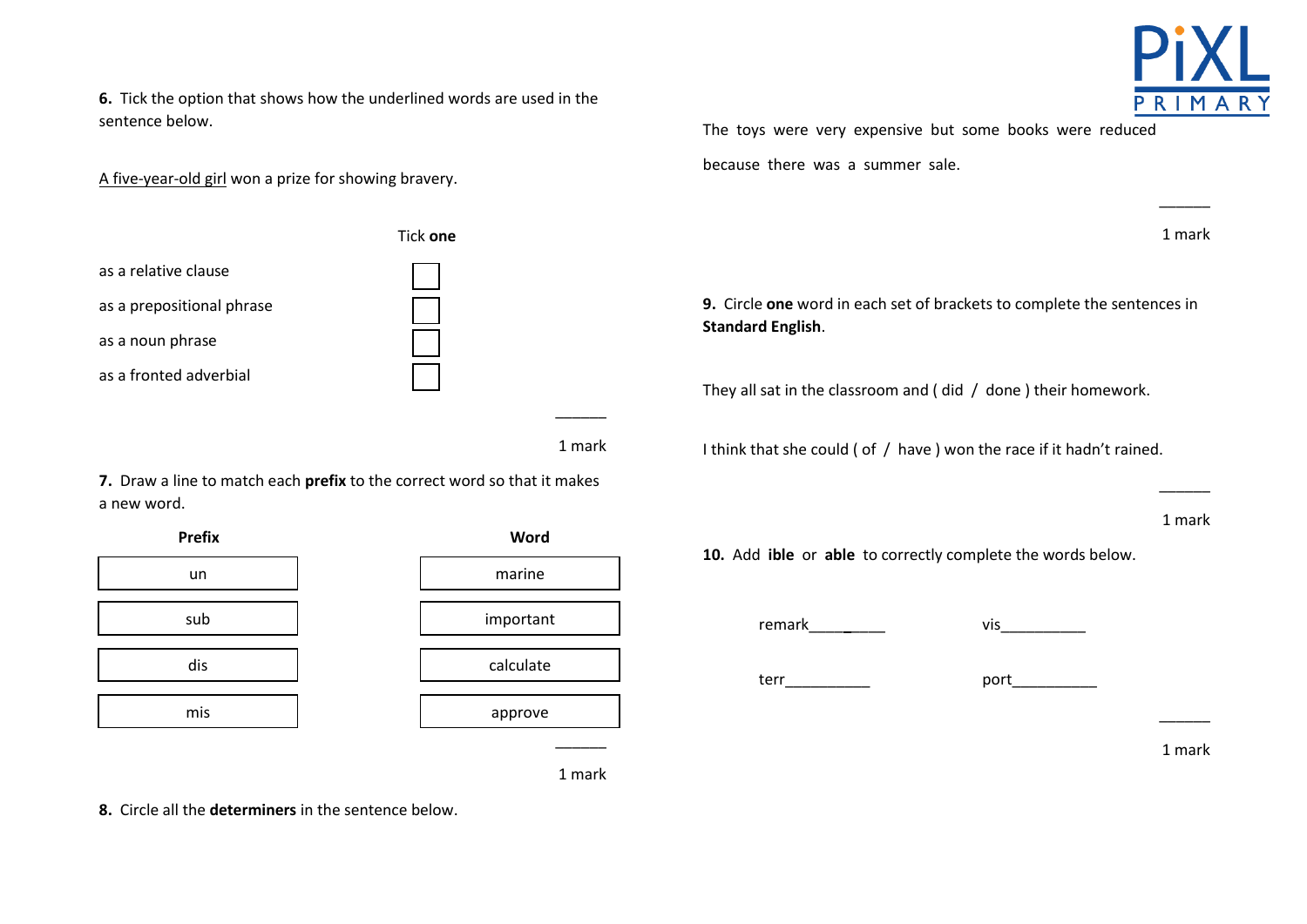**6.** Tick the option that shows how the underlined words are used in the sentence below.

<u>A five-year-old girl</u> won a prize for showing bravery.

| | Tick **one** |
|---|---|
| as a relative clause | ☐ |
| as a prepositional phrase | ☐ |
| as a noun phrase | ☐ |
| as a fronted adverbial | ☐ |

______
1 mark

**7.** Draw a line to match each **prefix** to the correct word so that it makes a new word.

| Prefix | Word |
|---|---|
| un | marine |
| sub | important |
| dis | calculate |
| mis | approve |

______
1 mark

**8.** Circle all the **determiners** in the sentence below.

The toys were very expensive but some books were reduced because there was a summer sale.

______
1 mark

**9.** Circle **one** word in each set of brackets to complete the sentences in **Standard English**.

They all sat in the classroom and ( did / done ) their homework.

I think that she could ( of / have ) won the race if it hadn't rained.

______
1 mark

**10.** Add **ible** or **able** to correctly complete the words below.

remark__________ vis__________

terr__________ port__________

______
1 mark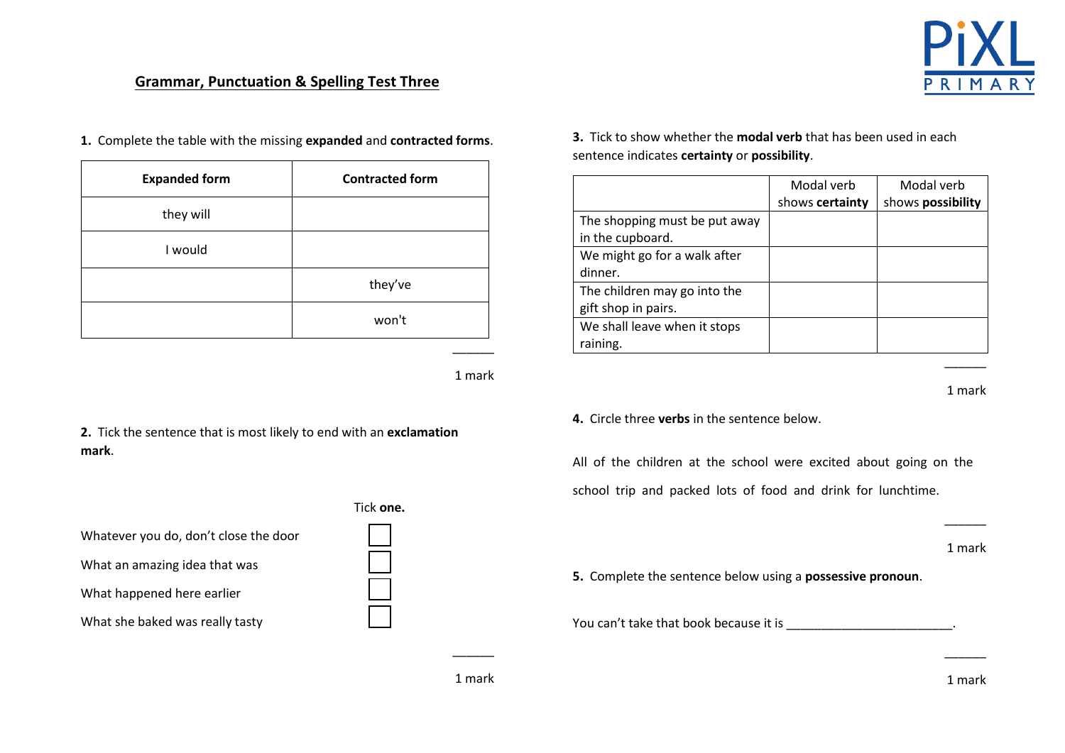## Grammar, Punctuation & Spelling Test Three

**1.** Complete the table with the missing **expanded** and **contracted forms**.

| Expanded form | Contracted form |
| --- | --- |
| they will | |
| I would | |
| | they've |
| | won't |

______

1 mark

**2.** Tick the sentence that is most likely to end with an **exclamation mark**.

Tick **one.**

Whatever you do, don't close the door ☐

What an amazing idea that was ☐

What happened here earlier ☐

What she baked was really tasty ☐

______

1 mark

**3.** Tick to show whether the **modal verb** that has been used in each sentence indicates **certainty** or **possibility**.

| | Modal verb shows **certainty** | Modal verb shows **possibility** |
| --- | --- | --- |
| The shopping must be put away in the cupboard. | | |
| We might go for a walk after dinner. | | |
| The children may go into the gift shop in pairs. | | |
| We shall leave when it stops raining. | | |

______

1 mark

**4.** Circle three **verbs** in the sentence below.

All of the children at the school were excited about going on the school trip and packed lots of food and drink for lunchtime.

______

1 mark

**5.** Complete the sentence below using a **possessive pronoun**.

You can't take that book because it is ________________________.

______

1 mark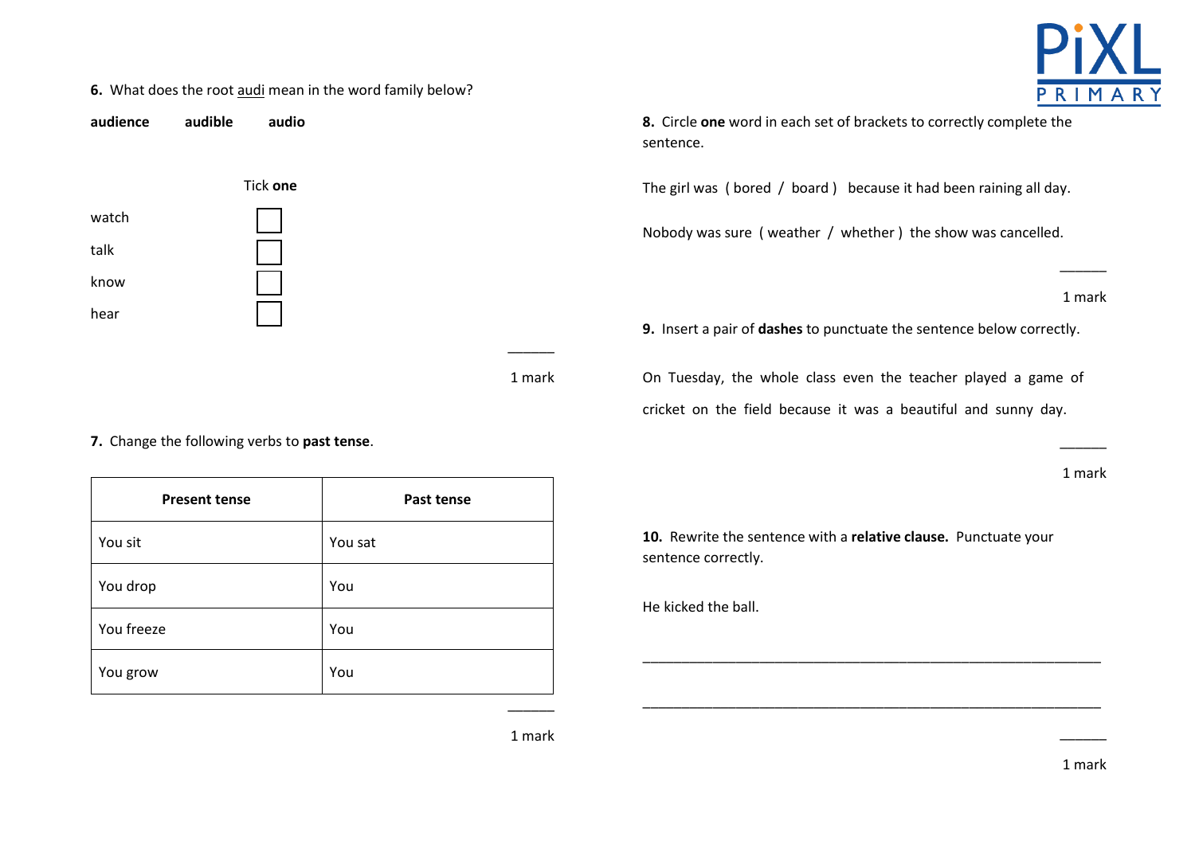**6.** What does the root audi mean in the word family below?

**audience** **audible** **audio**

Tick **one**

watch ☐

talk ☐

know ☐

hear ☐

______

1 mark

**7.** Change the following verbs to **past tense**.

| Present tense | Past tense |
|---|---|
| You sit | You sat |
| You drop | You |
| You freeze | You |
| You grow | You |

______

1 mark

**8.** Circle **one** word in each set of brackets to correctly complete the sentence.

The girl was ( bored / board ) because it had been raining all day.

Nobody was sure ( weather / whether ) the show was cancelled.

______

1 mark

**9.** Insert a pair of **dashes** to punctuate the sentence below correctly.

On Tuesday, the whole class even the teacher played a game of cricket on the field because it was a beautiful and sunny day.

______

1 mark

**10.** Rewrite the sentence with a **relative clause.** Punctuate your sentence correctly.

He kicked the ball.

_______________________________________________________________

_______________________________________________________________

______

1 mark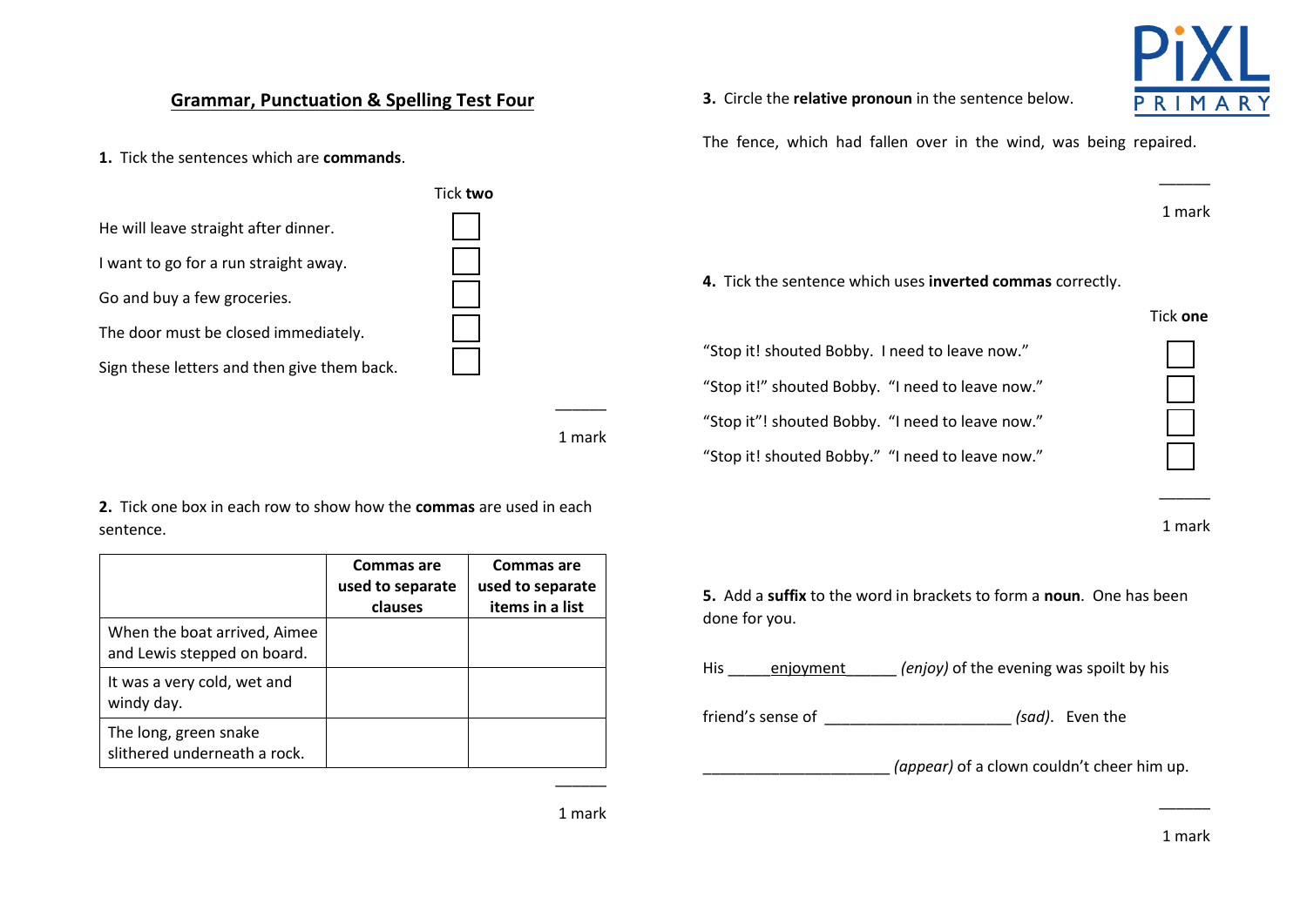## Grammar, Punctuation & Spelling Test Four

**1.** Tick the sentences which are **commands**.

Tick **two**

He will leave straight after dinner. ☐

I want to go for a run straight away. ☐

Go and buy a few groceries. ☐

The door must be closed immediately. ☐

Sign these letters and then give them back. ☐

______
1 mark

**2.** Tick one box in each row to show how the **commas** are used in each sentence.

| | Commas are used to separate clauses | Commas are used to separate items in a list |
|---|---|---|
| When the boat arrived, Aimee and Lewis stepped on board. | | |
| It was a very cold, wet and windy day. | | |
| The long, green snake slithered underneath a rock. | | |

______
1 mark

**3.** Circle the **relative pronoun** in the sentence below.

The fence, which had fallen over in the wind, was being repaired.

______
1 mark

**4.** Tick the sentence which uses **inverted commas** correctly.

Tick **one**

"Stop it! shouted Bobby. I need to leave now." ☐

"Stop it!" shouted Bobby. "I need to leave now." ☐

"Stop it"! shouted Bobby. "I need to leave now." ☐

"Stop it! shouted Bobby." "I need to leave now." ☐

______
1 mark

**5.** Add a **suffix** to the word in brackets to form a **noun**. One has been done for you.

His _____enjoyment______ *(enjoy)* of the evening was spoilt by his friend's sense of ______________________ *(sad)*. Even the ______________________ *(appear)* of a clown couldn't cheer him up.

______
1 mark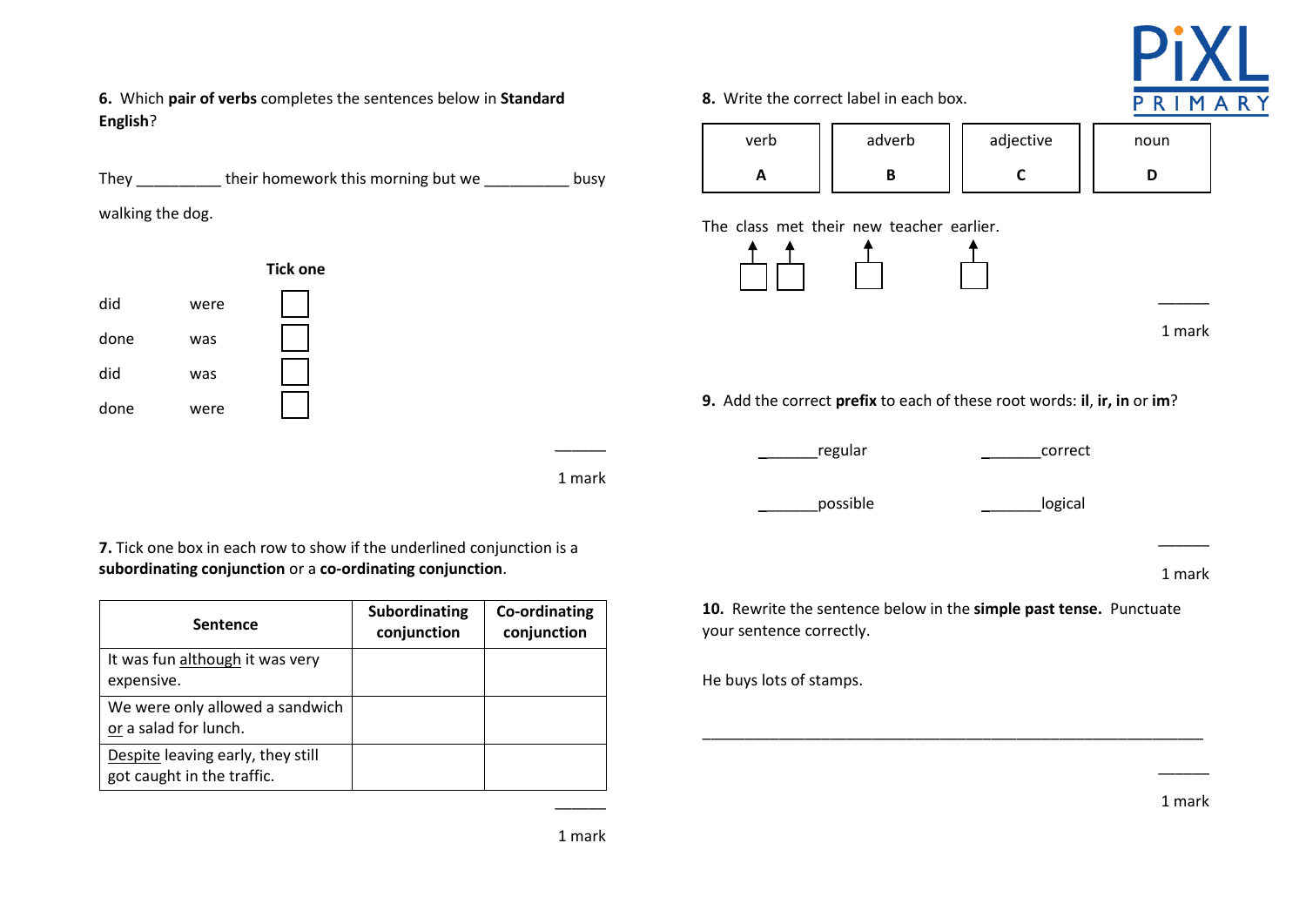**6.** Which **pair of verbs** completes the sentences below in **Standard English**?

They __________ their homework this morning but we __________ busy walking the dog.

**Tick one**

| | | |
|---|---|---|
| did | were | ☐ |
| done | was | ☐ |
| did | was | ☐ |
| done | were | ☐ |

______
1 mark

**7.** Tick one box in each row to show if the underlined conjunction is a **subordinating conjunction** or a **co-ordinating conjunction**.

| Sentence | Subordinating conjunction | Co-ordinating conjunction |
|---|---|---|
| It was fun <u>although</u> it was very expensive. | | |
| We were only allowed a sandwich <u>or</u> a salad for lunch. | | |
| <u>Despite</u> leaving early, they still got caught in the traffic. | | |

______
1 mark

**8.** Write the correct label in each box.

| verb | adverb | adjective | noun |
|---|---|---|---|
| **A** | **B** | **C** | **D** |

The class met their new teacher earlier.

☐ ☐ ☐ ☐

______
1 mark

**9.** Add the correct **prefix** to each of these root words: **il**, **ir, in** or **im**?

_______regular &nbsp;&nbsp;&nbsp;&nbsp;&nbsp;&nbsp;&nbsp; _______correct

_______possible &nbsp;&nbsp;&nbsp;&nbsp;&nbsp;&nbsp;&nbsp; _______logical

______
1 mark

**10.** Rewrite the sentence below in the **simple past tense.** Punctuate your sentence correctly.

He buys lots of stamps.

_____________________________________________________________

______
1 mark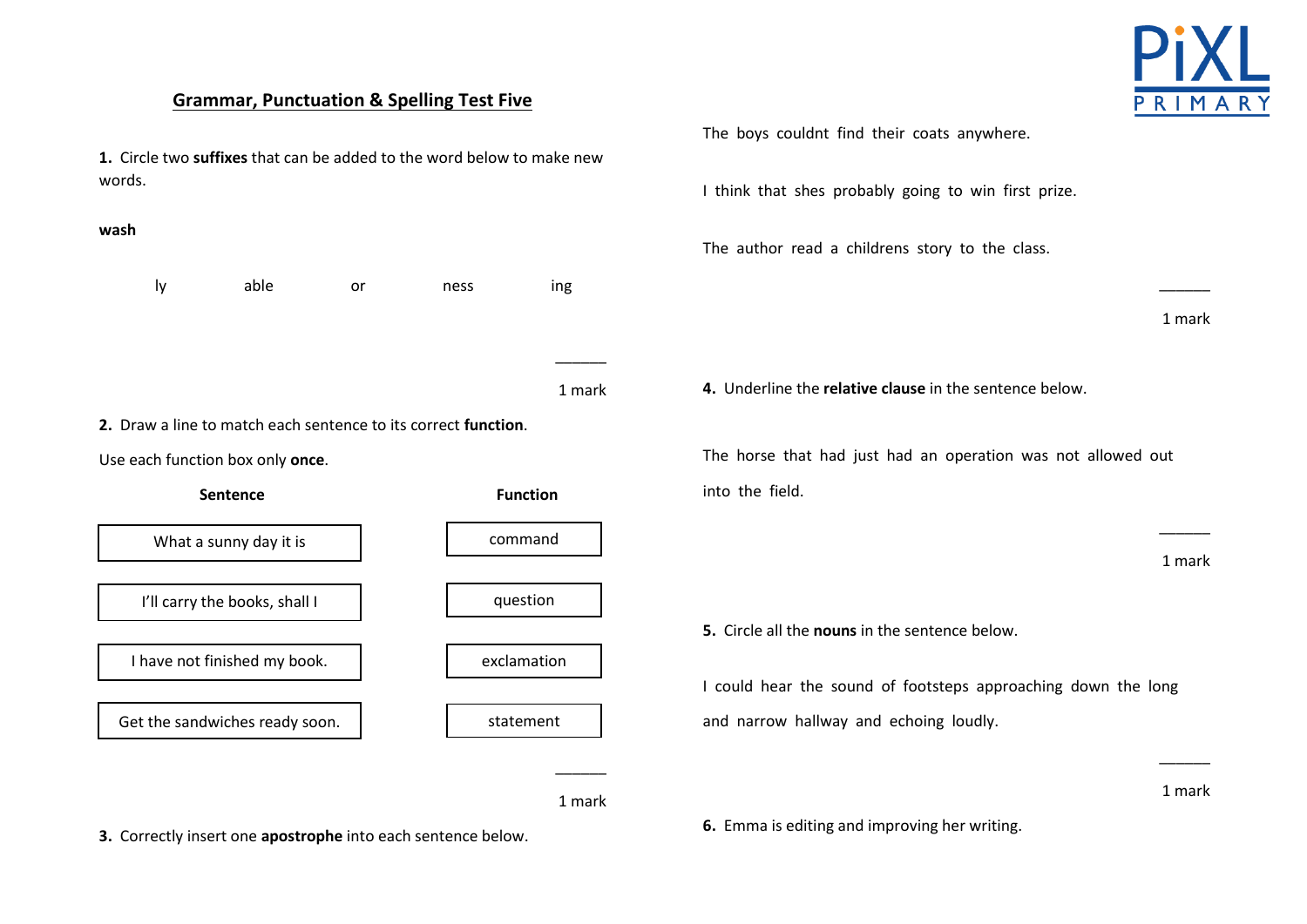## Grammar, Punctuation & Spelling Test Five

**1.** Circle two **suffixes** that can be added to the word below to make new words.

**wash**

ly &nbsp;&nbsp;&nbsp;&nbsp; able &nbsp;&nbsp;&nbsp;&nbsp; or &nbsp;&nbsp;&nbsp;&nbsp; ness &nbsp;&nbsp;&nbsp;&nbsp; ing

______
1 mark

**2.** Draw a line to match each sentence to its correct **function**.

Use each function box only **once**.

| Sentence | Function |
|---|---|
| What a sunny day it is | command |
| I'll carry the books, shall I | question |
| I have not finished my book. | exclamation |
| Get the sandwiches ready soon. | statement |

______
1 mark

**3.** Correctly insert one **apostrophe** into each sentence below.

The boys couldnt find their coats anywhere.

I think that shes probably going to win first prize.

The author read a childrens story to the class.

______
1 mark

**4.** Underline the **relative clause** in the sentence below.

The horse that had just had an operation was not allowed out into the field.

______
1 mark

**5.** Circle all the **nouns** in the sentence below.

I could hear the sound of footsteps approaching down the long and narrow hallway and echoing loudly.

______
1 mark

**6.** Emma is editing and improving her writing.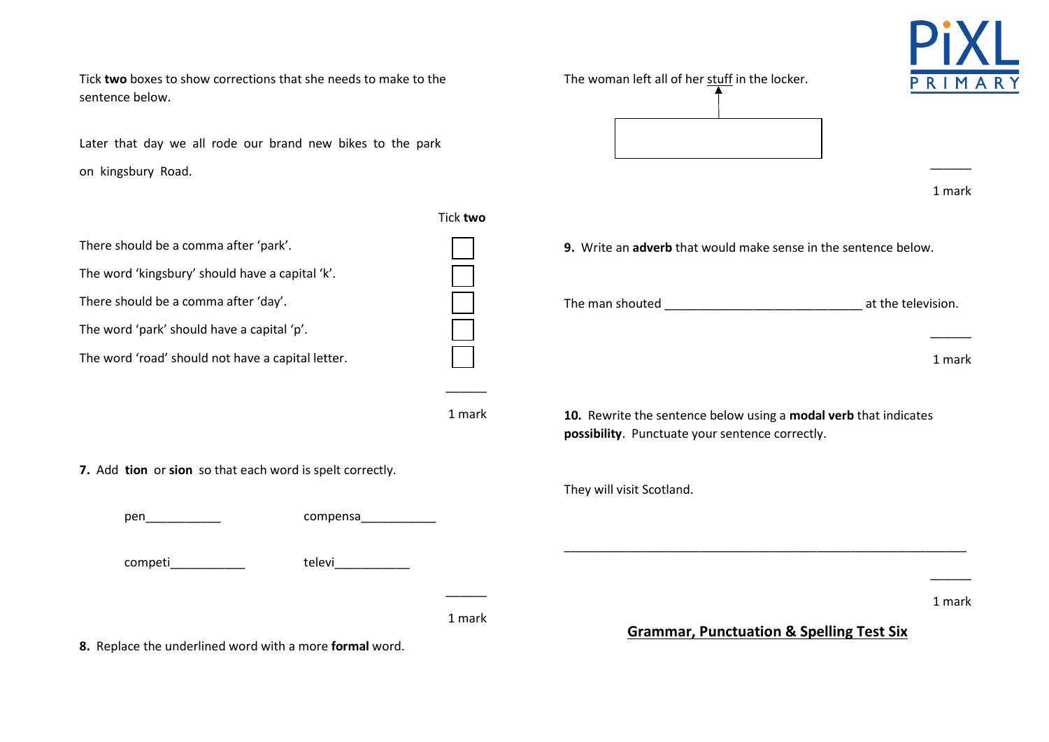Tick **two** boxes to show corrections that she needs to make to the sentence below.

Later that day we all rode our brand new bikes to the park on kingsbury Road.

Tick **two**

| | |
|---|---|
| There should be a comma after 'park'. | ☐ |
| The word 'kingsbury' should have a capital 'k'. | ☐ |
| There should be a comma after 'day'. | ☐ |
| The word 'park' should have a capital 'p'. | ☐ |
| The word 'road' should not have a capital letter. | ☐ |

______
1 mark

**7.** Add **tion** or **sion** so that each word is spelt correctly.

pen___________ compensa___________

competi___________ televi___________

______
1 mark

**8.** Replace the underlined word with a more **formal** word.

The woman left all of her <u>stuff</u> in the locker.

☐

______
1 mark

**9.** Write an **adverb** that would make sense in the sentence below.

The man shouted _____________________________ at the television.

______
1 mark

**10.** Rewrite the sentence below using a **modal verb** that indicates **possibility**. Punctuate your sentence correctly.

They will visit Scotland.

___________________________________________________________

______
1 mark

**Grammar, Punctuation & Spelling Test Six**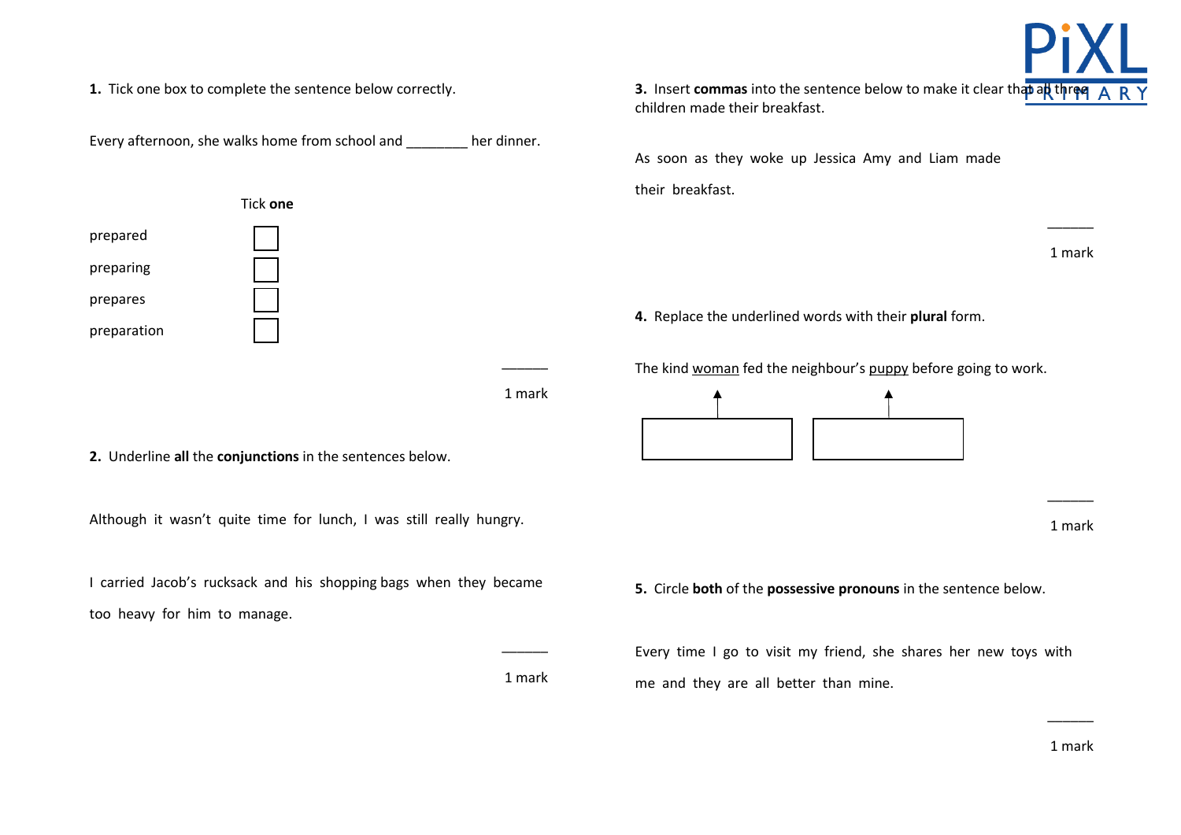**1.** Tick one box to complete the sentence below correctly.

Every afternoon, she walks home from school and ________ her dinner.

| | Tick **one** |
|---|---|
| prepared | ☐ |
| preparing | ☐ |
| prepares | ☐ |
| preparation | ☐ |

1 mark

**2.** Underline **all** the **conjunctions** in the sentences below.

Although it wasn't quite time for lunch, I was still really hungry.

I carried Jacob's rucksack and his shopping bags when they became too heavy for him to manage.

1 mark

**3.** Insert **commas** into the sentence below to make it clear that all three children made their breakfast.

As soon as they woke up Jessica Amy and Liam made their breakfast.

1 mark

**4.** Replace the underlined words with their **plural** form.

The kind <u>woman</u> fed the neighbour's <u>puppy</u> before going to work.

☐ ☐

1 mark

**5.** Circle **both** of the **possessive pronouns** in the sentence below.

Every time I go to visit my friend, she shares her new toys with me and they are all better than mine.

1 mark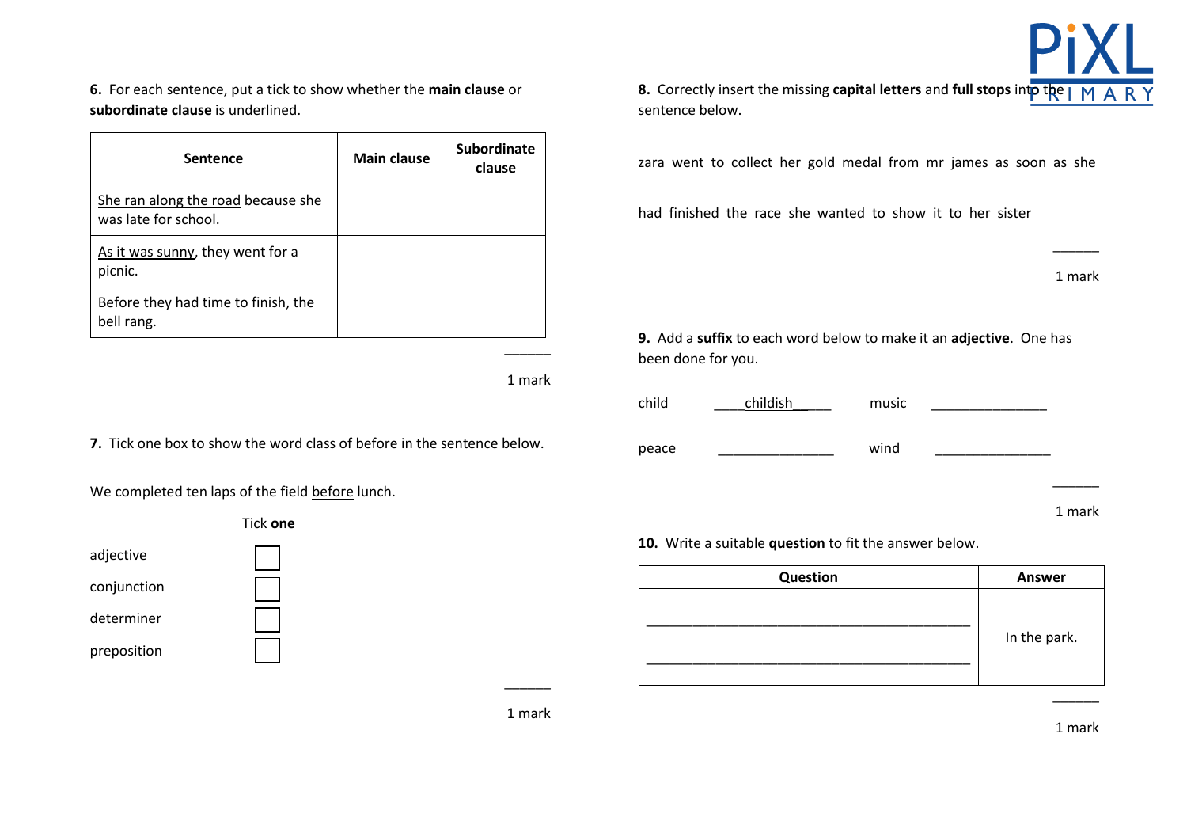**6.** For each sentence, put a tick to show whether the **main clause** or **subordinate clause** is underlined.

| Sentence | Main clause | Subordinate clause |
|---|---|---|
| <u>She ran along the road</u> because she was late for school. | | |
| <u>As it was sunny</u>, they went for a picnic. | | |
| <u>Before they had time to finish</u>, the bell rang. | | |

______

1 mark

**7.** Tick one box to show the word class of <u>before</u> in the sentence below.

We completed ten laps of the field <u>before</u> lunch.

Tick **one**

adjective ☐

conjunction ☐

determiner ☐

preposition ☐

______

1 mark

**8.** Correctly insert the missing **capital letters** and **full stops** into the sentence below.

zara went to collect her gold medal from mr james as soon as she

had finished the race she wanted to show it to her sister

______

1 mark

**9.** Add a **suffix** to each word below to make it an **adjective**. One has been done for you.

child ____childish_____ music _______________

peace _______________ wind _______________

______

1 mark

**10.** Write a suitable **question** to fit the answer below.

| Question | Answer |
|---|---|
| ___________________________________________ ___________________________________________ | In the park. |

______

1 mark